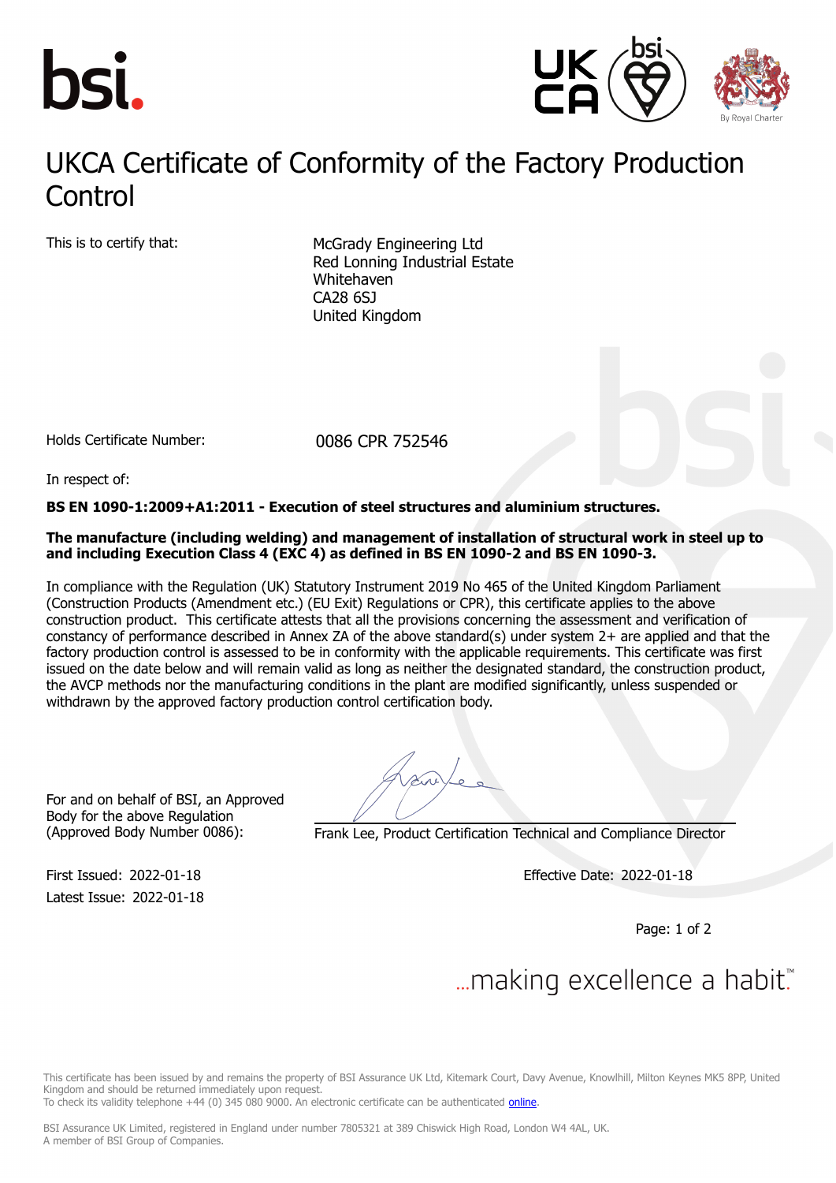# UKCA Certificate of Conformity of the Factory Production Control

This is to certify that:

McGrady Engineering Ltd
Red Lonning Industrial Estate
Whitehaven
CA28 6SJ
United Kingdom

Holds Certificate Number: 0086 CPR 752546

In respect of:

**BS EN 1090-1:2009+A1:2011 - Execution of steel structures and aluminium structures.**

**The manufacture (including welding) and management of installation of structural work in steel up to and including Execution Class 4 (EXC 4) as defined in BS EN 1090-2 and BS EN 1090-3.**

In compliance with the Regulation (UK) Statutory Instrument 2019 No 465 of the United Kingdom Parliament (Construction Products (Amendment etc.) (EU Exit) Regulations or CPR), this certificate applies to the above construction product. This certificate attests that all the provisions concerning the assessment and verification of constancy of performance described in Annex ZA of the above standard(s) under system 2+ are applied and that the factory production control is assessed to be in conformity with the applicable requirements. This certificate was first issued on the date below and will remain valid as long as neither the designated standard, the construction product, the AVCP methods nor the manufacturing conditions in the plant are modified significantly, unless suspended or withdrawn by the approved factory production control certification body.

For and on behalf of BSI, an Approved Body for the above Regulation (Approved Body Number 0086):

Frank Lee, Product Certification Technical and Compliance Director

First Issued: 2022-01-18
Latest Issue: 2022-01-18

Effective Date: 2022-01-18

...making excellence a habit.™

This certificate has been issued by and remains the property of BSI Assurance UK Ltd, Kitemark Court, Davy Avenue, Knowlhill, Milton Keynes MK5 8PP, United Kingdom and should be returned immediately upon request.
To check its validity telephone +44 (0) 345 080 9000. An electronic certificate can be authenticated online.

BSI Assurance UK Limited, registered in England under number 7805321 at 389 Chiswick High Road, London W4 4AL, UK.
A member of BSI Group of Companies.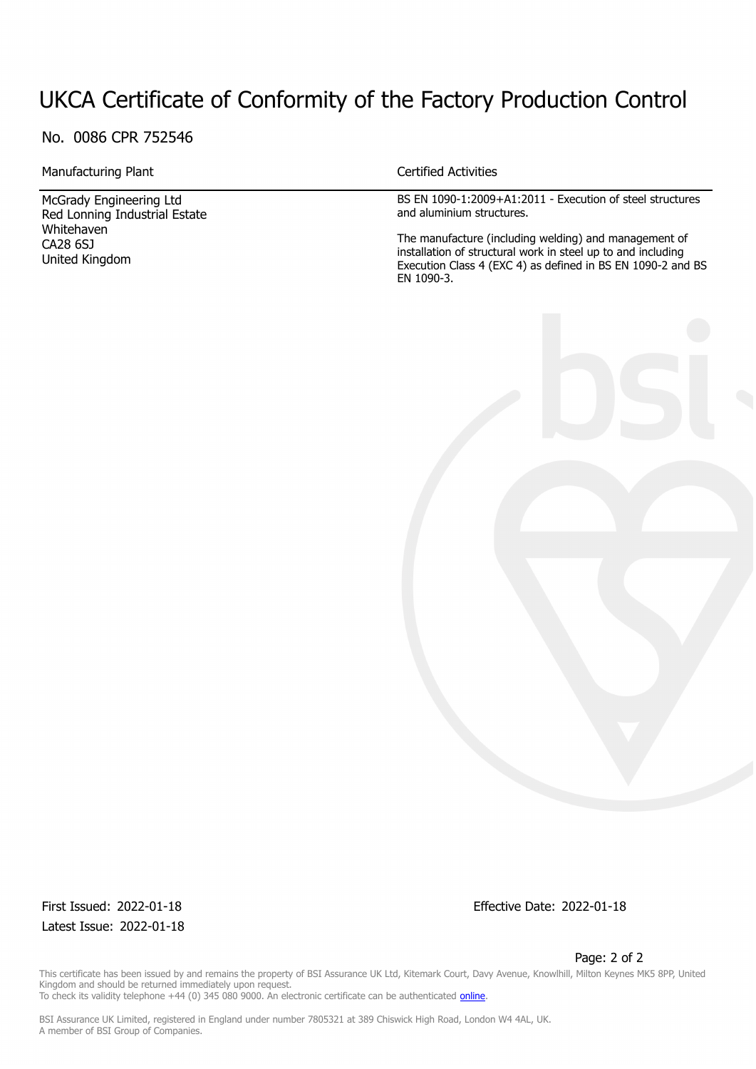# UKCA Certificate of Conformity of the Factory Production Control

No. 0086 CPR 752546

| Manufacturing Plant | Certified Activities |
| --- | --- |
| McGrady Engineering Ltd<br>Red Lonning Industrial Estate<br>Whitehaven<br>CA28 6SJ<br>United Kingdom | BS EN 1090-1:2009+A1:2011 - Execution of steel structures and aluminium structures.<br><br>The manufacture (including welding) and management of installation of structural work in steel up to and including Execution Class 4 (EXC 4) as defined in BS EN 1090-2 and BS EN 1090-3. |

First Issued: 2022-01-18

Latest Issue: 2022-01-18

Effective Date: 2022-01-18

This certificate has been issued by and remains the property of BSI Assurance UK Ltd, Kitemark Court, Davy Avenue, Knowlhill, Milton Keynes MK5 8PP, United Kingdom and should be returned immediately upon request.
To check its validity telephone +44 (0) 345 080 9000. An electronic certificate can be authenticated online.

BSI Assurance UK Limited, registered in England under number 7805321 at 389 Chiswick High Road, London W4 4AL, UK.
A member of BSI Group of Companies.